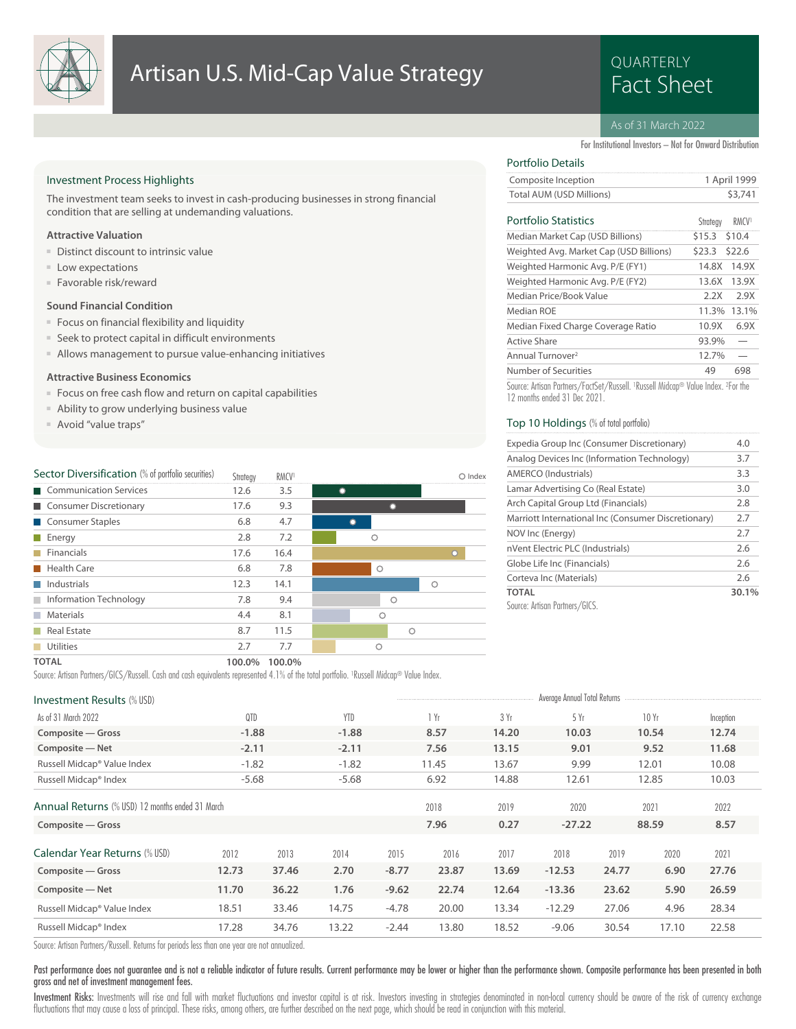# Artisan U.S. Mid-Cap Value Strategy

QUARTERLY Fact Sheet

As of 31 March 2022

For Institutional Investors – Not for Onward Distribution

## Investment Process Highlights

The investment team seeks to invest in cash-producing businesses in strong financial condition that are selling at undemanding valuations.

### Attractive Valuation

- Distinct discount to intrinsic value
- Low expectations
- Favorable risk/reward

### Sound Financial Condition

- Focus on financial flexibility and liquidity
- Seek to protect capital in difficult environments
- Allows management to pursue value-enhancing initiatives

### Attractive Business Economics

- Focus on free cash flow and return on capital capabilities
- Ability to grow underlying business value
- Avoid "value traps"

## Portfolio Details

| | |
|---|---|
| Composite Inception | 1 April 1999 |
| Total AUM (USD Millions) | $3,741 |

## Portfolio Statistics

| | Strategy | RMCV[1] |
|---|---|---|
| Median Market Cap (USD Billions) | $15.3 | $10.4 |
| Weighted Avg. Market Cap (USD Billions) | $23.3 | $22.6 |
| Weighted Harmonic Avg. P/E (FY1) | 14.8X | 14.9X |
| Weighted Harmonic Avg. P/E (FY2) | 13.6X | 13.9X |
| Median Price/Book Value | 2.2X | 2.9X |
| Median ROE | 11.3% | 13.1% |
| Median Fixed Charge Coverage Ratio | 10.9X | 6.9X |
| Active Share | 93.9% | — |
| Annual Turnover[2] | 12.7% | — |
| Number of Securities | 49 | 698 |

Source: Artisan Partners/FactSet/Russell. [1]Russell Midcap® Value Index. [2]For the 12 months ended 31 Dec 2021.

## Top 10 Holdings (% of total portfolio)

| | |
|---|---|
| Expedia Group Inc (Consumer Discretionary) | 4.0 |
| Analog Devices Inc (Information Technology) | 3.7 |
| AMERCO (Industrials) | 3.3 |
| Lamar Advertising Co (Real Estate) | 3.0 |
| Arch Capital Group Ltd (Financials) | 2.8 |
| Marriott International Inc (Consumer Discretionary) | 2.7 |
| NOV Inc (Energy) | 2.7 |
| nVent Electric PLC (Industrials) | 2.6 |
| Globe Life Inc (Financials) | 2.6 |
| Corteva Inc (Materials) | 2.6 |
| **TOTAL** | **30.1%** |

Source: Artisan Partners/GICS.

## Sector Diversification (% of portfolio securities)

| | Strategy | RMCV[1] |
|---|---|---|
| Communication Services | 12.6 | 3.5 |
| Consumer Discretionary | 17.6 | 9.3 |
| Consumer Staples | 6.8 | 4.7 |
| Energy | 2.8 | 7.2 |
| Financials | 17.6 | 16.4 |
| Health Care | 6.8 | 7.8 |
| Industrials | 12.3 | 14.1 |
| Information Technology | 7.8 | 9.4 |
| Materials | 4.4 | 8.1 |
| Real Estate | 8.7 | 11.5 |
| Utilities | 2.7 | 7.7 |
| **TOTAL** | **100.0%** | **100.0%** |

Source: Artisan Partners/GICS/Russell. Cash and cash equivalents represented 4.1% of the total portfolio. [1]Russell Midcap® Value Index.

## Investment Results (% USD)

| As of 31 March 2022 | QTD | YTD | 1 Yr | 3 Yr | 5 Yr | 10 Yr | Inception |
|---|---|---|---|---|---|---|---|
| | | | Average Annual Total Returns | | | | |
| **Composite — Gross** | **-1.88** | **-1.88** | **8.57** | **14.20** | **10.03** | **10.54** | **12.74** |
| **Composite — Net** | **-2.11** | **-2.11** | **7.56** | **13.15** | **9.01** | **9.52** | **11.68** |
| Russell Midcap® Value Index | -1.82 | -1.82 | 11.45 | 13.67 | 9.99 | 12.01 | 10.08 |
| Russell Midcap® Index | -5.68 | -5.68 | 6.92 | 14.88 | 12.61 | 12.85 | 10.03 |

## Annual Returns (% USD) 12 months ended 31 March

| | 2018 | 2019 | 2020 | 2021 | 2022 |
|---|---|---|---|---|---|
| **Composite — Gross** | **7.96** | **0.27** | **-27.22** | **88.59** | **8.57** |

## Calendar Year Returns (% USD)

| | 2012 | 2013 | 2014 | 2015 | 2016 | 2017 | 2018 | 2019 | 2020 | 2021 |
|---|---|---|---|---|---|---|---|---|---|---|
| **Composite — Gross** | **12.73** | **37.46** | **2.70** | **-8.77** | **23.87** | **13.69** | **-12.53** | **24.77** | **6.90** | **27.76** |
| **Composite — Net** | **11.70** | **36.22** | **1.76** | **-9.62** | **22.74** | **12.64** | **-13.36** | **23.62** | **5.90** | **26.59** |
| Russell Midcap® Value Index | 18.51 | 33.46 | 14.75 | -4.78 | 20.00 | 13.34 | -12.29 | 27.06 | 4.96 | 28.34 |
| Russell Midcap® Index | 17.28 | 34.76 | 13.22 | -2.44 | 13.80 | 18.52 | -9.06 | 30.54 | 17.10 | 22.58 |

Source: Artisan Partners/Russell. Returns for periods less than one year are not annualized.

Past performance does not guarantee and is not a reliable indicator of future results. Current performance may be lower or higher than the performance shown. Composite performance has been presented in both gross and net of investment management fees.

**Investment Risks:** Investments will rise and fall with market fluctuations and investor capital is at risk. Investors investing in strategies denominated in non-local currency should be aware of the risk of currency exchange fluctuations that may cause a loss of principal. These risks, among others, are further described on the next page, which should be read in conjunction with this material.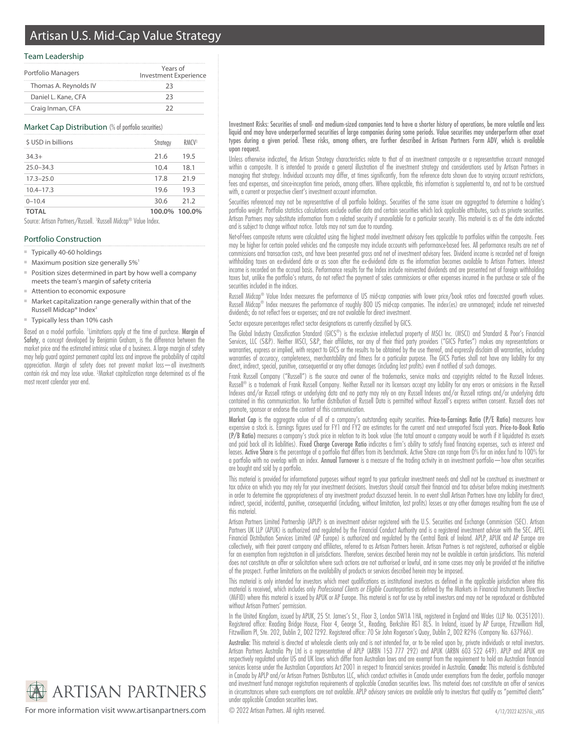# Artisan U.S. Mid-Cap Value Strategy

## Team Leadership

| Portfolio Managers | Years of Investment Experience |
| --- | --- |
| Thomas A. Reynolds IV | 23 |
| Daniel L. Kane, CFA | 23 |
| Craig Inman, CFA | 22 |

## Market Cap Distribution (% of portfolio securities)

| $ USD in billions | Strategy | RMCV[1] |
| --- | --- | --- |
| 34.3+ | 21.6 | 19.5 |
| 25.0–34.3 | 10.4 | 18.1 |
| 17.3–25.0 | 17.8 | 21.9 |
| 10.4–17.3 | 19.6 | 19.3 |
| 0–10.4 | 30.6 | 21.2 |
| **TOTAL** | **100.0%** | **100.0%** |

Source: Artisan Partners/Russell. [1]Russell Midcap® Value Index.

## Portfolio Construction

- Typically 40-60 holdings
- Maximum position size generally 5%[1]
- Position sizes determined in part by how well a company meets the team's margin of safety criteria
- Attention to economic exposure
- Market capitalization range generally within that of the Russell Midcap® Index[2]
- Typically less than 10% cash

Based on a model portfolio. [1]Limitations apply at the time of purchase. **Margin of Safety**, a concept developed by Benjamin Graham, is the difference between the market price and the estimated intrinsic value of a business. A large margin of safety may help guard against permanent capital loss and improve the probability of capital appreciation. Margin of safety does not prevent market loss—all investments contain risk and may lose value. [2]Market capitalization range determined as of the most recent calendar year end.

**Investment Risks: Securities of small- and medium-sized companies tend to have a shorter history of operations, be more volatile and less liquid and may have underperformed securities of large companies during some periods. Value securities may underperform other asset types during a given period. These risks, among others, are further described in Artisan Partners Form ADV, which is available upon request.**

Unless otherwise indicated, the Artisan Strategy characteristics relate to that of an investment composite or a representative account managed within a composite. It is intended to provide a general illustration of the investment strategy and considerations used by Artisan Partners in managing that strategy. Individual accounts may differ, at times significantly, from the reference data shown due to varying account restrictions, fees and expenses, and since-inception time periods, among others. Where applicable, this information is supplemental to, and not to be construed with, a current or prospective client's investment account information.

Securities referenced may not be representative of all portfolio holdings. Securities of the same issuer are aggregated to determine a holding's portfolio weight. Portfolio statistics calculations exclude outlier data and certain securities which lack applicable attributes, such as private securities. Artisan Partners may substitute information from a related security if unavailable for a particular security. This material is as of the date indicated and is subject to change without notice. Totals may not sum due to rounding.

Net-of-fees composite returns were calculated using the highest model investment advisory fees applicable to portfolios within the composite. Fees may be higher for certain pooled vehicles and the composite may include accounts with performance-based fees. All performance results are net of commissions and transaction costs, and have been presented gross and net of investment advisory fees. Dividend income is recorded net of foreign withholding taxes on ex-dividend date or as soon after the ex-dividend date as the information becomes available to Artisan Partners. Interest income is recorded on the accrual basis. Performance results for the Index include reinvested dividends and are presented net of foreign withholding taxes but, unlike the portfolio's returns, do not reflect the payment of sales commissions or other expenses incurred in the purchase or sale of the securities included in the indices.

Russell Midcap® Value Index measures the performance of US mid-cap companies with lower price/book ratios and forecasted growth values. Russell Midcap® Index measures the performance of roughly 800 US mid-cap companies. The index(es) are unmanaged; include net reinvested dividends; do not reflect fees or expenses; and are not available for direct investment.

Sector exposure percentages reflect sector designations as currently classified by GICS.

The Global Industry Classification Standard (GICS®) is the exclusive intellectual property of MSCI Inc. (MSCI) and Standard & Poor's Financial Services, LLC (S&P). Neither MSCI, S&P, their affiliates, nor any of their third party providers ("GICS Parties") makes any representations or warranties, express or implied, with respect to GICS or the results to be obtained by the use thereof, and expressly disclaim all warranties, including warranties of accuracy, completeness, merchantability and fitness for a particular purpose. The GICS Parties shall not have any liability for any direct, indirect, special, punitive, consequential or any other damages (including lost profits) even if notified of such damages.

Frank Russell Company ("Russell") is the source and owner of the trademarks, service marks and copyrights related to the Russell Indexes. Russell® is a trademark of Frank Russell Company. Neither Russell nor its licensors accept any liability for any errors or omissions in the Russell Indexes and/or Russell ratings or underlying data and no party may rely on any Russell Indexes and/or Russell ratings and/or underlying data contained in this communication. No further distribution of Russell Data is permitted without Russell's express written consent. Russell does not promote, sponsor or endorse the content of this communication.

**Market Cap** is the aggregate value of all of a company's outstanding equity securities. **Price-to-Earnings Ratio (P/E Ratio)** measures how expensive a stock is. Earnings figures used for FY1 and FY2 are estimates for the current and next unreported fiscal years. **Price-to-Book Ratio (P/B Ratio)** measures a company's stock price in relation to its book value (the total amount a company would be worth if it liquidated its assets and paid back all its liabilities). **Fixed Charge Coverage Ratio** indicates a firm's ability to satisfy fixed financing expenses, such as interest and leases. **Active Share** is the percentage of a portfolio that differs from its benchmark. Active Share can range from 0% for an index fund to 100% for a portfolio with no overlap with an index. **Annual Turnover** is a measure of the trading activity in an investment portfolio—how often securities are bought and sold by a portfolio.

This material is provided for informational purposes without regard to your particular investment needs and shall not be construed as investment or tax advice on which you may rely for your investment decisions. Investors should consult their financial and tax adviser before making investments in order to determine the appropriateness of any investment product discussed herein. In no event shall Artisan Partners have any liability for direct, indirect, special, incidental, punitive, consequential (including, without limitation, lost profits) losses or any other damages resulting from the use of this material.

Artisan Partners Limited Partnership (APLP) is an investment adviser registered with the U.S. Securities and Exchange Commission (SEC). Artisan Partners UK LLP (APUK) is authorized and regulated by the Financial Conduct Authority and is a registered investment adviser with the SEC. APEL Financial Distribution Services Limited (AP Europe) is authorized and regulated by the Central Bank of Ireland. APLP, APUK and AP Europe are collectively, with their parent company and affiliates, referred to as Artisan Partners herein. Artisan Partners is not registered, authorised or eligible for an exemption from registration in all jurisdictions. Therefore, services described herein may not be available in certain jurisdictions. This material does not constitute an offer or solicitation where such actions are not authorised or lawful, and in some cases may only be provided at the initiative of the prospect. Further limitations on the availability of products or services described herein may be imposed.

This material is only intended for investors which meet qualifications as institutional investors as defined in the applicable jurisdiction where this material is received, which includes only *Professional Clients or Eligible Counterparties* as defined by the Markets in Financial Instruments Directive (MiFID) where this material is issued by APUK or AP Europe. This material is not for use by retail investors and may not be reproduced or distributed without Artisan Partners' permission.

In the United Kingdom, issued by APUK, 25 St. James's St., Floor 3, London SW1A 1HA, registered in England and Wales (LLP No. OC351201). Registered office: Reading Bridge House, Floor 4, George St., Reading, Berkshire RG1 8LS. In Ireland, issued by AP Europe, Fitzwilliam Hall, Fitzwilliam Pl, Ste. 202, Dublin 2, D02 T292. Registered office: 70 Sir John Rogerson's Quay, Dublin 2, D02 R296 (Company No. 637966).

**Australia:** This material is directed at wholesale clients only and is not intended for, or to be relied upon by, private individuals or retail investors. Artisan Partners Australia Pty Ltd is a representative of APLP (ARBN 153 777 292) and APUK (ARBN 603 522 649). APLP and APUK are respectively regulated under US and UK laws which differ from Australian laws and are exempt from the requirement to hold an Australian financial services license under the Australian Corporations Act 2001 in respect to financial services provided in Australia. **Canada:** This material is distributed in Canada by APLP and/or Artisan Partners Distributors LLC, which conduct activities in Canada under exemptions from the dealer, portfolio manager and investment fund manager registration requirements of applicable Canadian securities laws. This material does not constitute an offer of services in circumstances where such exemptions are not available. APLP advisory services are available only to investors that qualify as "permitted clients" under applicable Canadian securities laws.

ARTISAN PARTNERS

For more information visit www.artisanpartners.com

© 2022 Artisan Partners. All rights reserved.

4/12/2022 A22576L_vXUS